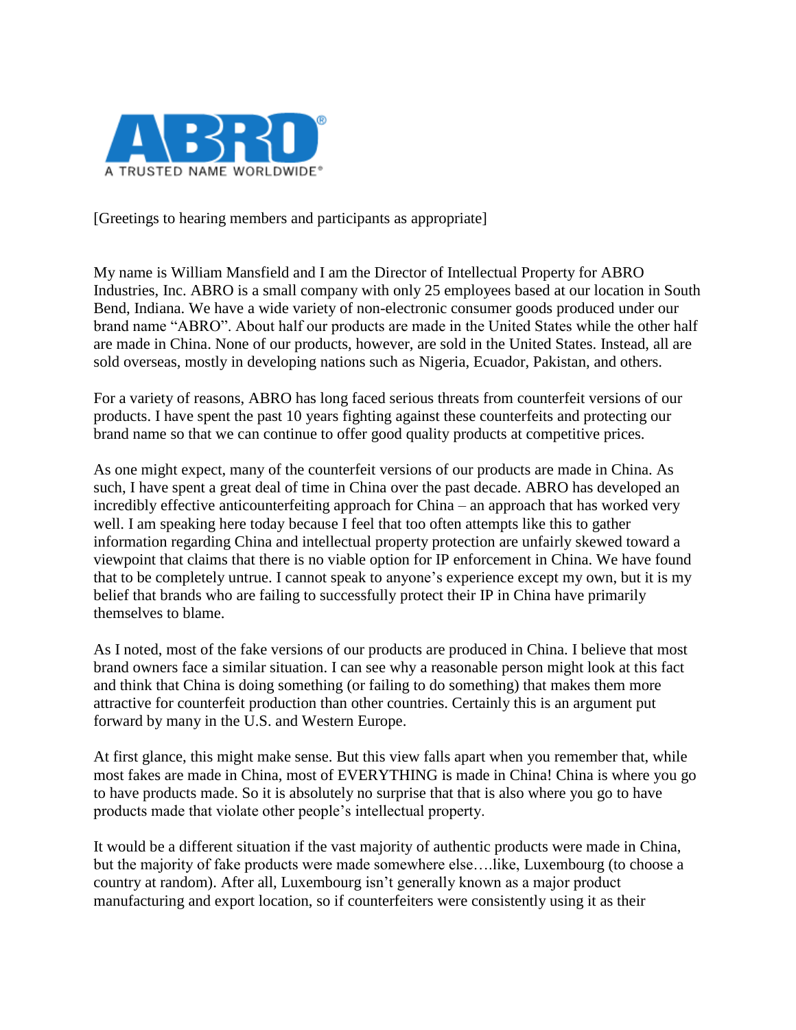ABRO®

A TRUSTED NAME WORLDWIDE®

[Greetings to hearing members and participants as appropriate]

My name is William Mansfield and I am the Director of Intellectual Property for ABRO Industries, Inc. ABRO is a small company with only 25 employees based at our location in South Bend, Indiana. We have a wide variety of non-electronic consumer goods produced under our brand name "ABRO". About half our products are made in the United States while the other half are made in China. None of our products, however, are sold in the United States. Instead, all are sold overseas, mostly in developing nations such as Nigeria, Ecuador, Pakistan, and others.

For a variety of reasons, ABRO has long faced serious threats from counterfeit versions of our products. I have spent the past 10 years fighting against these counterfeits and protecting our brand name so that we can continue to offer good quality products at competitive prices.

As one might expect, many of the counterfeit versions of our products are made in China. As such, I have spent a great deal of time in China over the past decade. ABRO has developed an incredibly effective anticounterfeiting approach for China – an approach that has worked very well. I am speaking here today because I feel that too often attempts like this to gather information regarding China and intellectual property protection are unfairly skewed toward a viewpoint that claims that there is no viable option for IP enforcement in China. We have found that to be completely untrue. I cannot speak to anyone's experience except my own, but it is my belief that brands who are failing to successfully protect their IP in China have primarily themselves to blame.

As I noted, most of the fake versions of our products are produced in China. I believe that most brand owners face a similar situation. I can see why a reasonable person might look at this fact and think that China is doing something (or failing to do something) that makes them more attractive for counterfeit production than other countries. Certainly this is an argument put forward by many in the U.S. and Western Europe.

At first glance, this might make sense. But this view falls apart when you remember that, while most fakes are made in China, most of EVERYTHING is made in China! China is where you go to have products made. So it is absolutely no surprise that that is also where you go to have products made that violate other people's intellectual property.

It would be a different situation if the vast majority of authentic products were made in China, but the majority of fake products were made somewhere else….like, Luxembourg (to choose a country at random). After all, Luxembourg isn't generally known as a major product manufacturing and export location, so if counterfeiters were consistently using it as their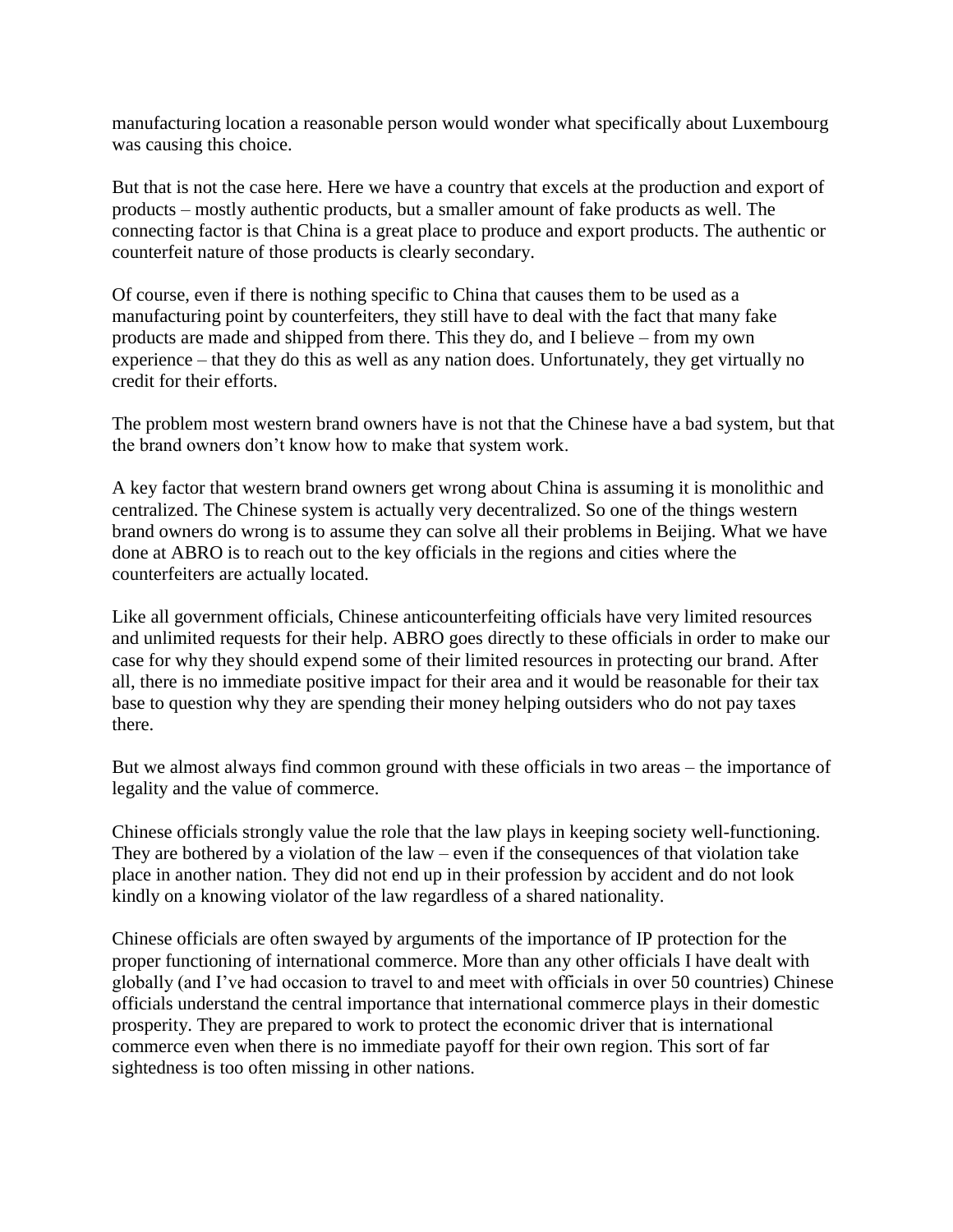manufacturing location a reasonable person would wonder what specifically about Luxembourg was causing this choice.

But that is not the case here. Here we have a country that excels at the production and export of products – mostly authentic products, but a smaller amount of fake products as well. The connecting factor is that China is a great place to produce and export products. The authentic or counterfeit nature of those products is clearly secondary.

Of course, even if there is nothing specific to China that causes them to be used as a manufacturing point by counterfeiters, they still have to deal with the fact that many fake products are made and shipped from there. This they do, and I believe – from my own experience – that they do this as well as any nation does. Unfortunately, they get virtually no credit for their efforts.

The problem most western brand owners have is not that the Chinese have a bad system, but that the brand owners don't know how to make that system work.

A key factor that western brand owners get wrong about China is assuming it is monolithic and centralized. The Chinese system is actually very decentralized. So one of the things western brand owners do wrong is to assume they can solve all their problems in Beijing. What we have done at ABRO is to reach out to the key officials in the regions and cities where the counterfeiters are actually located.

Like all government officials, Chinese anticounterfeiting officials have very limited resources and unlimited requests for their help. ABRO goes directly to these officials in order to make our case for why they should expend some of their limited resources in protecting our brand. After all, there is no immediate positive impact for their area and it would be reasonable for their tax base to question why they are spending their money helping outsiders who do not pay taxes there.

But we almost always find common ground with these officials in two areas – the importance of legality and the value of commerce.

Chinese officials strongly value the role that the law plays in keeping society well-functioning. They are bothered by a violation of the law – even if the consequences of that violation take place in another nation. They did not end up in their profession by accident and do not look kindly on a knowing violator of the law regardless of a shared nationality.

Chinese officials are often swayed by arguments of the importance of IP protection for the proper functioning of international commerce. More than any other officials I have dealt with globally (and I've had occasion to travel to and meet with officials in over 50 countries) Chinese officials understand the central importance that international commerce plays in their domestic prosperity. They are prepared to work to protect the economic driver that is international commerce even when there is no immediate payoff for their own region. This sort of far sightedness is too often missing in other nations.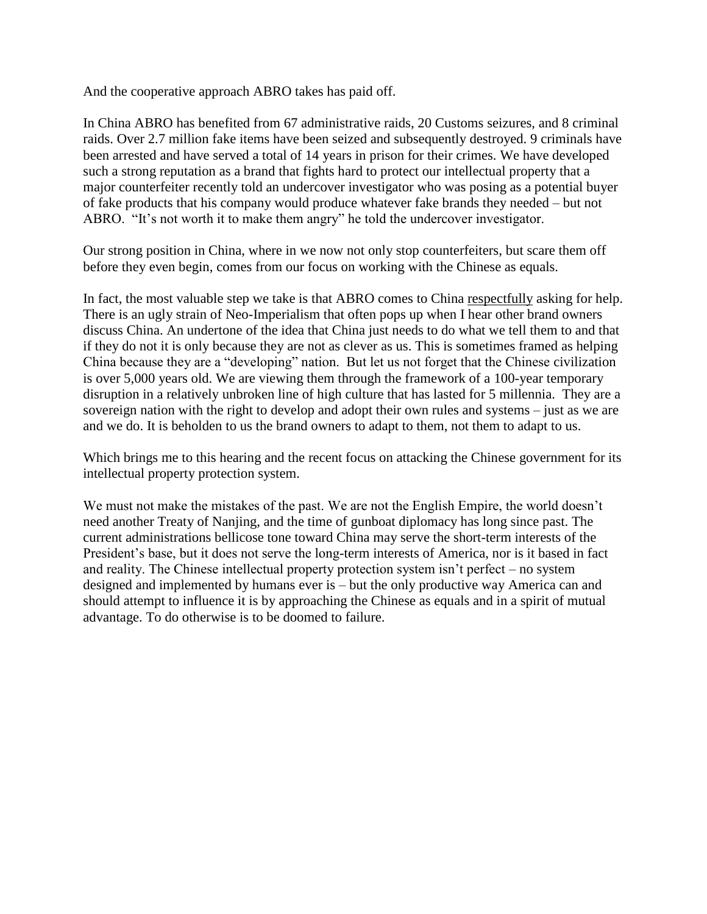And the cooperative approach ABRO takes has paid off.

In China ABRO has benefited from 67 administrative raids, 20 Customs seizures, and 8 criminal raids. Over 2.7 million fake items have been seized and subsequently destroyed. 9 criminals have been arrested and have served a total of 14 years in prison for their crimes. We have developed such a strong reputation as a brand that fights hard to protect our intellectual property that a major counterfeiter recently told an undercover investigator who was posing as a potential buyer of fake products that his company would produce whatever fake brands they needed – but not ABRO. "It's not worth it to make them angry" he told the undercover investigator.

Our strong position in China, where in we now not only stop counterfeiters, but scare them off before they even begin, comes from our focus on working with the Chinese as equals.

In fact, the most valuable step we take is that ABRO comes to China <u>respectfully</u> asking for help. There is an ugly strain of Neo-Imperialism that often pops up when I hear other brand owners discuss China. An undertone of the idea that China just needs to do what we tell them to and that if they do not it is only because they are not as clever as us. This is sometimes framed as helping China because they are a "developing" nation. But let us not forget that the Chinese civilization is over 5,000 years old. We are viewing them through the framework of a 100-year temporary disruption in a relatively unbroken line of high culture that has lasted for 5 millennia. They are a sovereign nation with the right to develop and adopt their own rules and systems – just as we are and we do. It is beholden to us the brand owners to adapt to them, not them to adapt to us.

Which brings me to this hearing and the recent focus on attacking the Chinese government for its intellectual property protection system.

We must not make the mistakes of the past. We are not the English Empire, the world doesn't need another Treaty of Nanjing, and the time of gunboat diplomacy has long since past. The current administrations bellicose tone toward China may serve the short-term interests of the President's base, but it does not serve the long-term interests of America, nor is it based in fact and reality. The Chinese intellectual property protection system isn't perfect – no system designed and implemented by humans ever is – but the only productive way America can and should attempt to influence it is by approaching the Chinese as equals and in a spirit of mutual advantage. To do otherwise is to be doomed to failure.